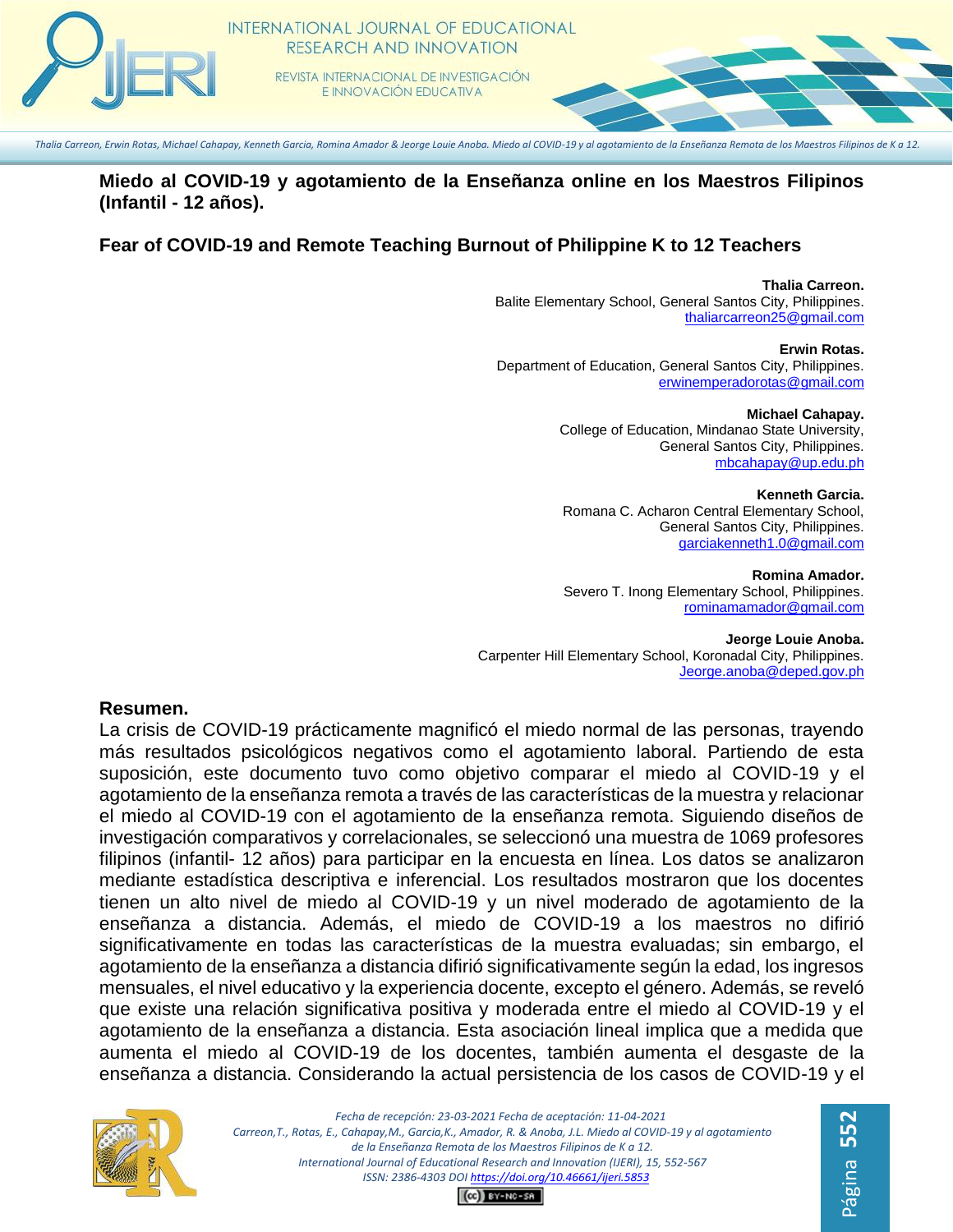# Miedo al COVID-19 y agotamiento de la Enseñanza online en los Maestros Filipinos (Infantil - 12 años).

## Fear of COVID-19 and Remote Teaching Burnout of Philippine K to 12 Teachers

**Thalia Carreon.**
Balite Elementary School, General Santos City, Philippines.
thaliarcarreon25@gmail.com

**Erwin Rotas.**
Department of Education, General Santos City, Philippines.
erwinemperadorotas@gmail.com

**Michael Cahapay.**
College of Education, Mindanao State University,
General Santos City, Philippines.
mbcahapay@up.edu.ph

**Kenneth Garcia.**
Romana C. Acharon Central Elementary School,
General Santos City, Philippines.
garciakenneth1.0@gmail.com

**Romina Amador.**
Severo T. Inong Elementary School, Philippines.
rominamamador@gmail.com

**Jeorge Louie Anoba.**
Carpenter Hill Elementary School, Koronadal City, Philippines.
Jeorge.anoba@deped.gov.ph

### Resumen.

La crisis de COVID-19 prácticamente magnificó el miedo normal de las personas, trayendo más resultados psicológicos negativos como el agotamiento laboral. Partiendo de esta suposición, este documento tuvo como objetivo comparar el miedo al COVID-19 y el agotamiento de la enseñanza remota a través de las características de la muestra y relacionar el miedo al COVID-19 con el agotamiento de la enseñanza remota. Siguiendo diseños de investigación comparativos y correlacionales, se seleccionó una muestra de 1069 profesores filipinos (infantil- 12 años) para participar en la encuesta en línea. Los datos se analizaron mediante estadística descriptiva e inferencial. Los resultados mostraron que los docentes tienen un alto nivel de miedo al COVID-19 y un nivel moderado de agotamiento de la enseñanza a distancia. Además, el miedo de COVID-19 a los maestros no difirió significativamente en todas las características de la muestra evaluadas; sin embargo, el agotamiento de la enseñanza a distancia difirió significativamente según la edad, los ingresos mensuales, el nivel educativo y la experiencia docente, excepto el género. Además, se reveló que existe una relación significativa positiva y moderada entre el miedo al COVID-19 y el agotamiento de la enseñanza a distancia. Esta asociación lineal implica que a medida que aumenta el miedo al COVID-19 de los docentes, también aumenta el desgaste de la enseñanza a distancia. Considerando la actual persistencia de los casos de COVID-19 y el

*Fecha de recepción: 23-03-2021 Fecha de aceptación: 11-04-2021*
*Carreon,T., Rotas, E., Cahapay,M., Garcia,K., Amador, R. & Anoba, J.L. Miedo al COVID-19 y al agotamiento de la Enseñanza Remota de los Maestros Filipinos de K a 12.*
*International Journal of Educational Research and Innovation (IJERI), 15, 552-567*
*ISSN: 2386-4303 DOI https://doi.org/10.46661/ijeri.5853*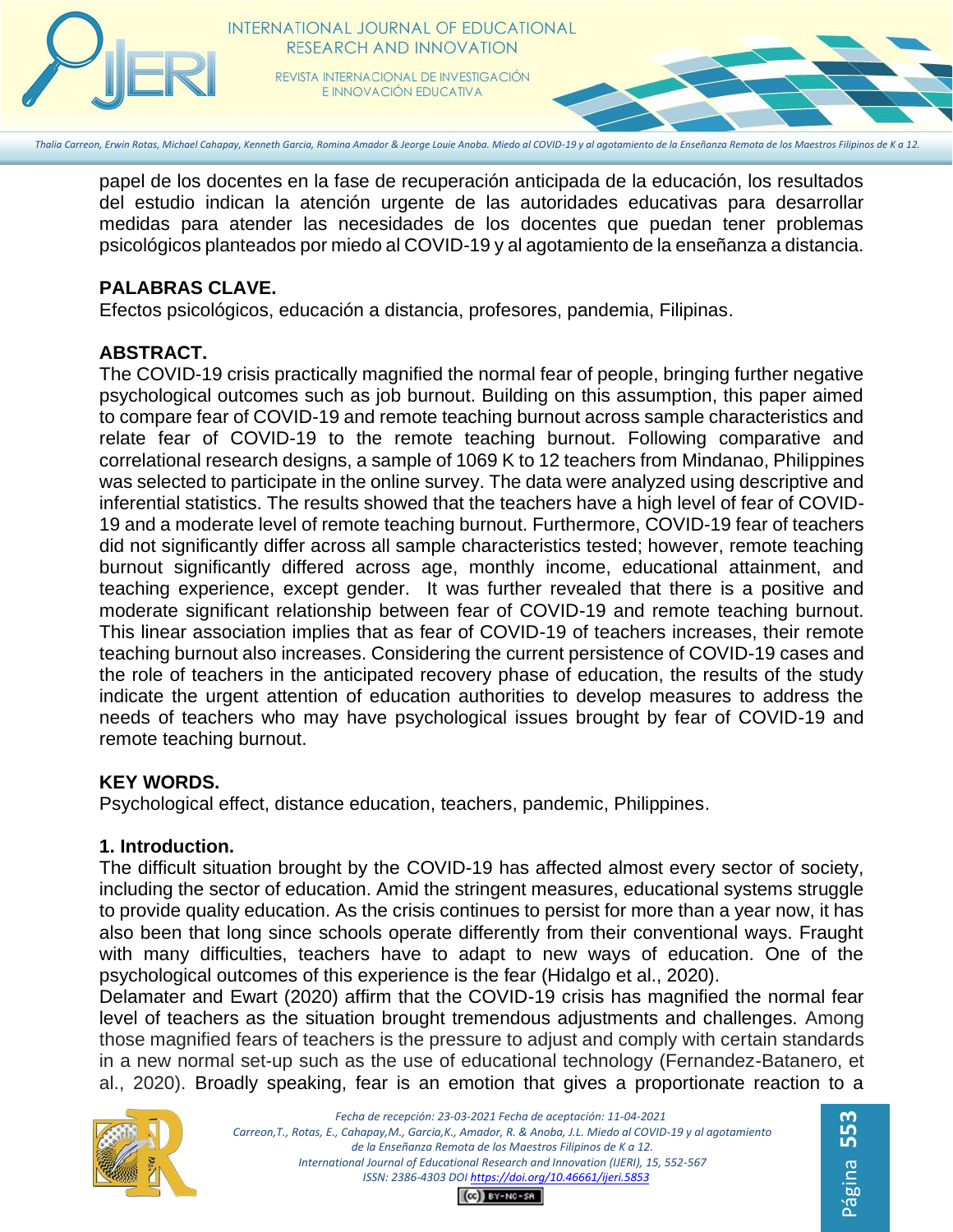papel de los docentes en la fase de recuperación anticipada de la educación, los resultados del estudio indican la atención urgente de las autoridades educativas para desarrollar medidas para atender las necesidades de los docentes que puedan tener problemas psicológicos planteados por miedo al COVID-19 y al agotamiento de la enseñanza a distancia.

**PALABRAS CLAVE.**

Efectos psicológicos, educación a distancia, profesores, pandemia, Filipinas.

**ABSTRACT.**

The COVID-19 crisis practically magnified the normal fear of people, bringing further negative psychological outcomes such as job burnout. Building on this assumption, this paper aimed to compare fear of COVID-19 and remote teaching burnout across sample characteristics and relate fear of COVID-19 to the remote teaching burnout. Following comparative and correlational research designs, a sample of 1069 K to 12 teachers from Mindanao, Philippines was selected to participate in the online survey. The data were analyzed using descriptive and inferential statistics. The results showed that the teachers have a high level of fear of COVID-19 and a moderate level of remote teaching burnout. Furthermore, COVID-19 fear of teachers did not significantly differ across all sample characteristics tested; however, remote teaching burnout significantly differed across age, monthly income, educational attainment, and teaching experience, except gender. It was further revealed that there is a positive and moderate significant relationship between fear of COVID-19 and remote teaching burnout. This linear association implies that as fear of COVID-19 of teachers increases, their remote teaching burnout also increases. Considering the current persistence of COVID-19 cases and the role of teachers in the anticipated recovery phase of education, the results of the study indicate the urgent attention of education authorities to develop measures to address the needs of teachers who may have psychological issues brought by fear of COVID-19 and remote teaching burnout.

**KEY WORDS.**

Psychological effect, distance education, teachers, pandemic, Philippines.

## 1. Introduction.

The difficult situation brought by the COVID-19 has affected almost every sector of society, including the sector of education. Amid the stringent measures, educational systems struggle to provide quality education. As the crisis continues to persist for more than a year now, it has also been that long since schools operate differently from their conventional ways. Fraught with many difficulties, teachers have to adapt to new ways of education. One of the psychological outcomes of this experience is the fear (Hidalgo et al., 2020).

Delamater and Ewart (2020) affirm that the COVID-19 crisis has magnified the normal fear level of teachers as the situation brought tremendous adjustments and challenges. Among those magnified fears of teachers is the pressure to adjust and comply with certain standards in a new normal set-up such as the use of educational technology (Fernandez-Batanero, et al., 2020). Broadly speaking, fear is an emotion that gives a proportionate reaction to a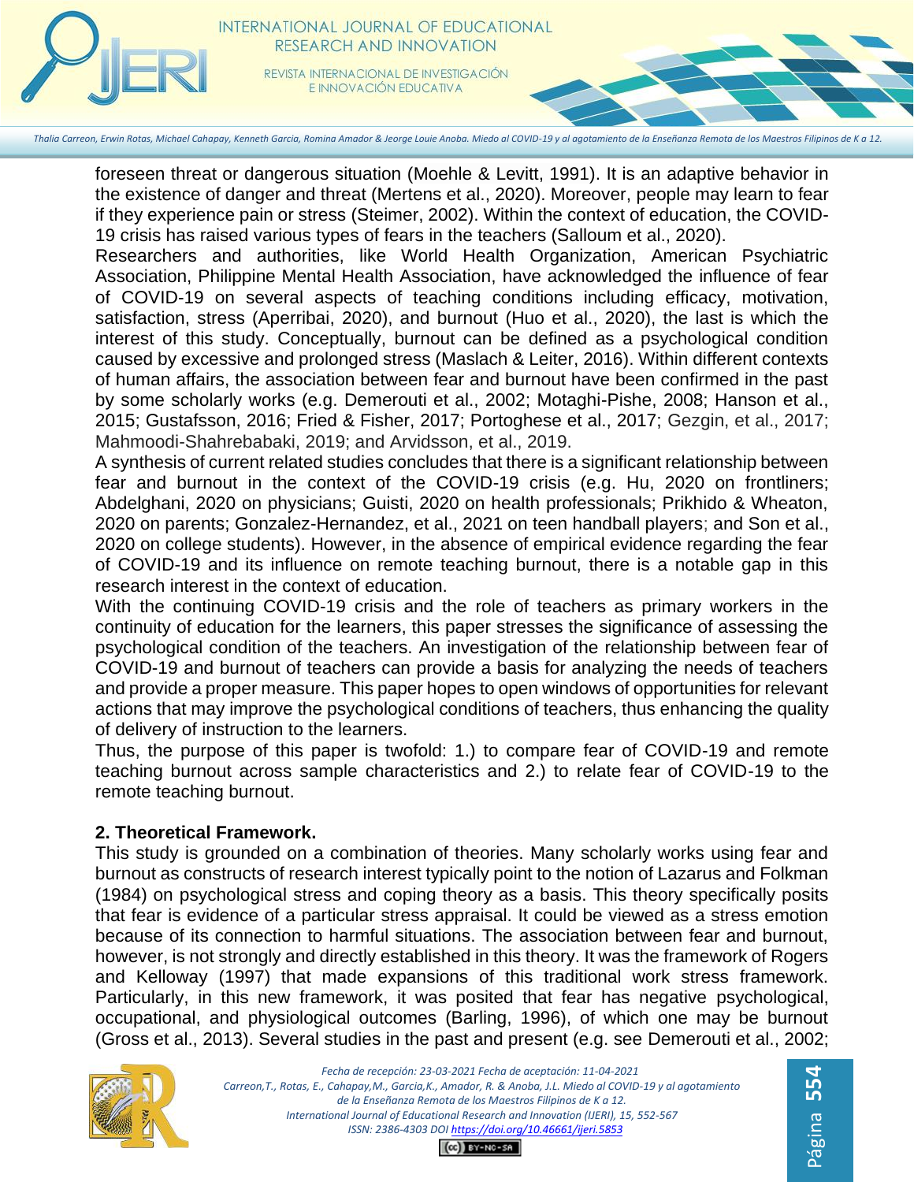foreseen threat or dangerous situation (Moehle & Levitt, 1991). It is an adaptive behavior in the existence of danger and threat (Mertens et al., 2020). Moreover, people may learn to fear if they experience pain or stress (Steimer, 2002). Within the context of education, the COVID-19 crisis has raised various types of fears in the teachers (Salloum et al., 2020).

Researchers and authorities, like World Health Organization, American Psychiatric Association, Philippine Mental Health Association, have acknowledged the influence of fear of COVID-19 on several aspects of teaching conditions including efficacy, motivation, satisfaction, stress (Aperribai, 2020), and burnout (Huo et al., 2020), the last is which the interest of this study. Conceptually, burnout can be defined as a psychological condition caused by excessive and prolonged stress (Maslach & Leiter, 2016). Within different contexts of human affairs, the association between fear and burnout have been confirmed in the past by some scholarly works (e.g. Demerouti et al., 2002; Motaghi-Pishe, 2008; Hanson et al., 2015; Gustafsson, 2016; Fried & Fisher, 2017; Portoghese et al., 2017; Gezgin, et al., 2017; Mahmoodi-Shahrebabaki, 2019; and Arvidsson, et al., 2019.

A synthesis of current related studies concludes that there is a significant relationship between fear and burnout in the context of the COVID-19 crisis (e.g. Hu, 2020 on frontliners; Abdelghani, 2020 on physicians; Guisti, 2020 on health professionals; Prikhido & Wheaton, 2020 on parents; Gonzalez-Hernandez, et al., 2021 on teen handball players; and Son et al., 2020 on college students). However, in the absence of empirical evidence regarding the fear of COVID-19 and its influence on remote teaching burnout, there is a notable gap in this research interest in the context of education.

With the continuing COVID-19 crisis and the role of teachers as primary workers in the continuity of education for the learners, this paper stresses the significance of assessing the psychological condition of the teachers. An investigation of the relationship between fear of COVID-19 and burnout of teachers can provide a basis for analyzing the needs of teachers and provide a proper measure. This paper hopes to open windows of opportunities for relevant actions that may improve the psychological conditions of teachers, thus enhancing the quality of delivery of instruction to the learners.

Thus, the purpose of this paper is twofold: 1.) to compare fear of COVID-19 and remote teaching burnout across sample characteristics and 2.) to relate fear of COVID-19 to the remote teaching burnout.

## 2. Theoretical Framework.

This study is grounded on a combination of theories. Many scholarly works using fear and burnout as constructs of research interest typically point to the notion of Lazarus and Folkman (1984) on psychological stress and coping theory as a basis. This theory specifically posits that fear is evidence of a particular stress appraisal. It could be viewed as a stress emotion because of its connection to harmful situations. The association between fear and burnout, however, is not strongly and directly established in this theory. It was the framework of Rogers and Kelloway (1997) that made expansions of this traditional work stress framework. Particularly, in this new framework, it was posited that fear has negative psychological, occupational, and physiological outcomes (Barling, 1996), of which one may be burnout (Gross et al., 2013). Several studies in the past and present (e.g. see Demerouti et al., 2002;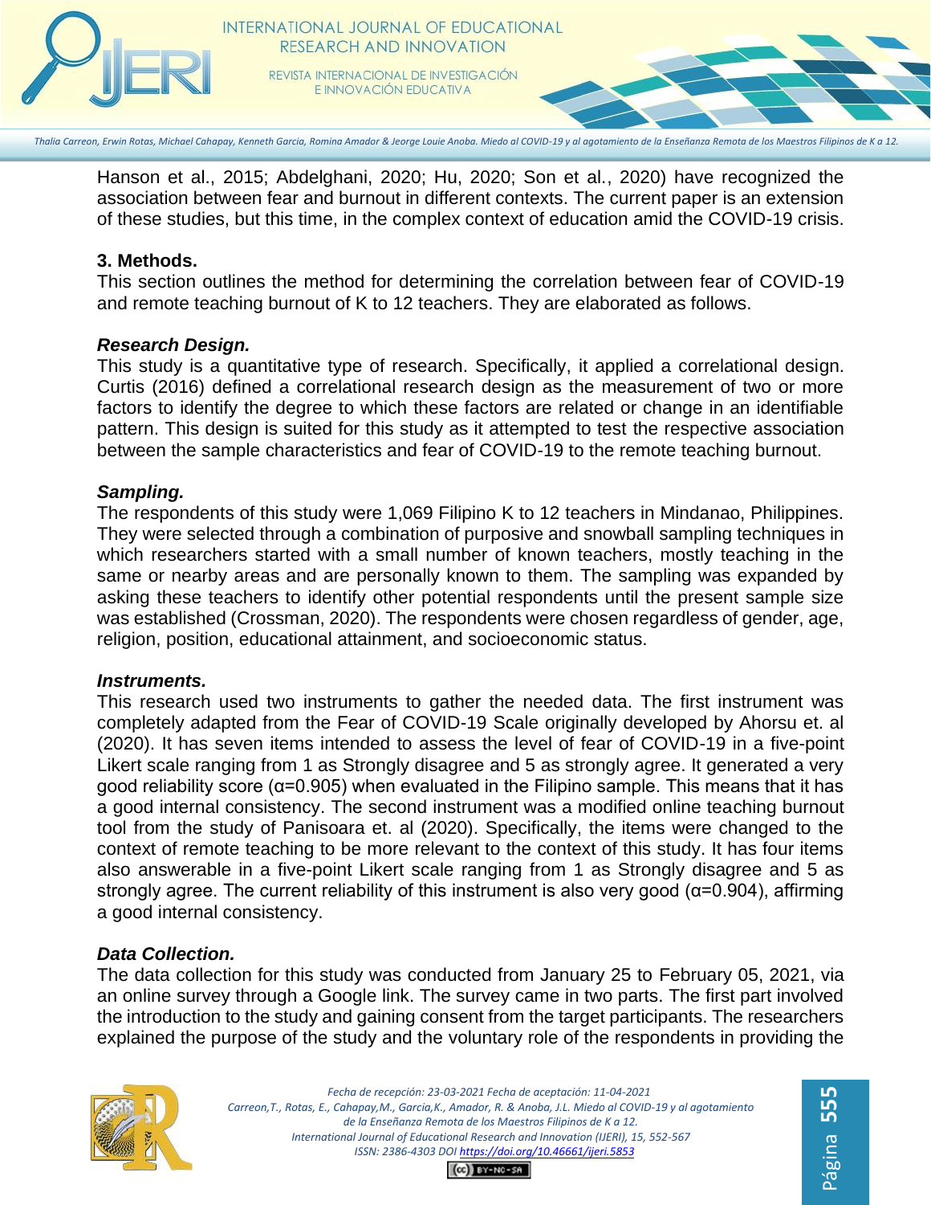Hanson et al., 2015; Abdelghani, 2020; Hu, 2020; Son et al., 2020) have recognized the association between fear and burnout in different contexts. The current paper is an extension of these studies, but this time, in the complex context of education amid the COVID-19 crisis.

## 3. Methods.

This section outlines the method for determining the correlation between fear of COVID-19 and remote teaching burnout of K to 12 teachers. They are elaborated as follows.

### *Research Design.*

This study is a quantitative type of research. Specifically, it applied a correlational design. Curtis (2016) defined a correlational research design as the measurement of two or more factors to identify the degree to which these factors are related or change in an identifiable pattern. This design is suited for this study as it attempted to test the respective association between the sample characteristics and fear of COVID-19 to the remote teaching burnout.

### *Sampling.*

The respondents of this study were 1,069 Filipino K to 12 teachers in Mindanao, Philippines. They were selected through a combination of purposive and snowball sampling techniques in which researchers started with a small number of known teachers, mostly teaching in the same or nearby areas and are personally known to them. The sampling was expanded by asking these teachers to identify other potential respondents until the present sample size was established (Crossman, 2020). The respondents were chosen regardless of gender, age, religion, position, educational attainment, and socioeconomic status.

### *Instruments.*

This research used two instruments to gather the needed data. The first instrument was completely adapted from the Fear of COVID-19 Scale originally developed by Ahorsu et. al (2020). It has seven items intended to assess the level of fear of COVID-19 in a five-point Likert scale ranging from 1 as Strongly disagree and 5 as strongly agree. It generated a very good reliability score (α=0.905) when evaluated in the Filipino sample. This means that it has a good internal consistency. The second instrument was a modified online teaching burnout tool from the study of Panisoara et. al (2020). Specifically, the items were changed to the context of remote teaching to be more relevant to the context of this study. It has four items also answerable in a five-point Likert scale ranging from 1 as Strongly disagree and 5 as strongly agree. The current reliability of this instrument is also very good (α=0.904), affirming a good internal consistency.

### *Data Collection.*

The data collection for this study was conducted from January 25 to February 05, 2021, via an online survey through a Google link. The survey came in two parts. The first part involved the introduction to the study and gaining consent from the target participants. The researchers explained the purpose of the study and the voluntary role of the respondents in providing the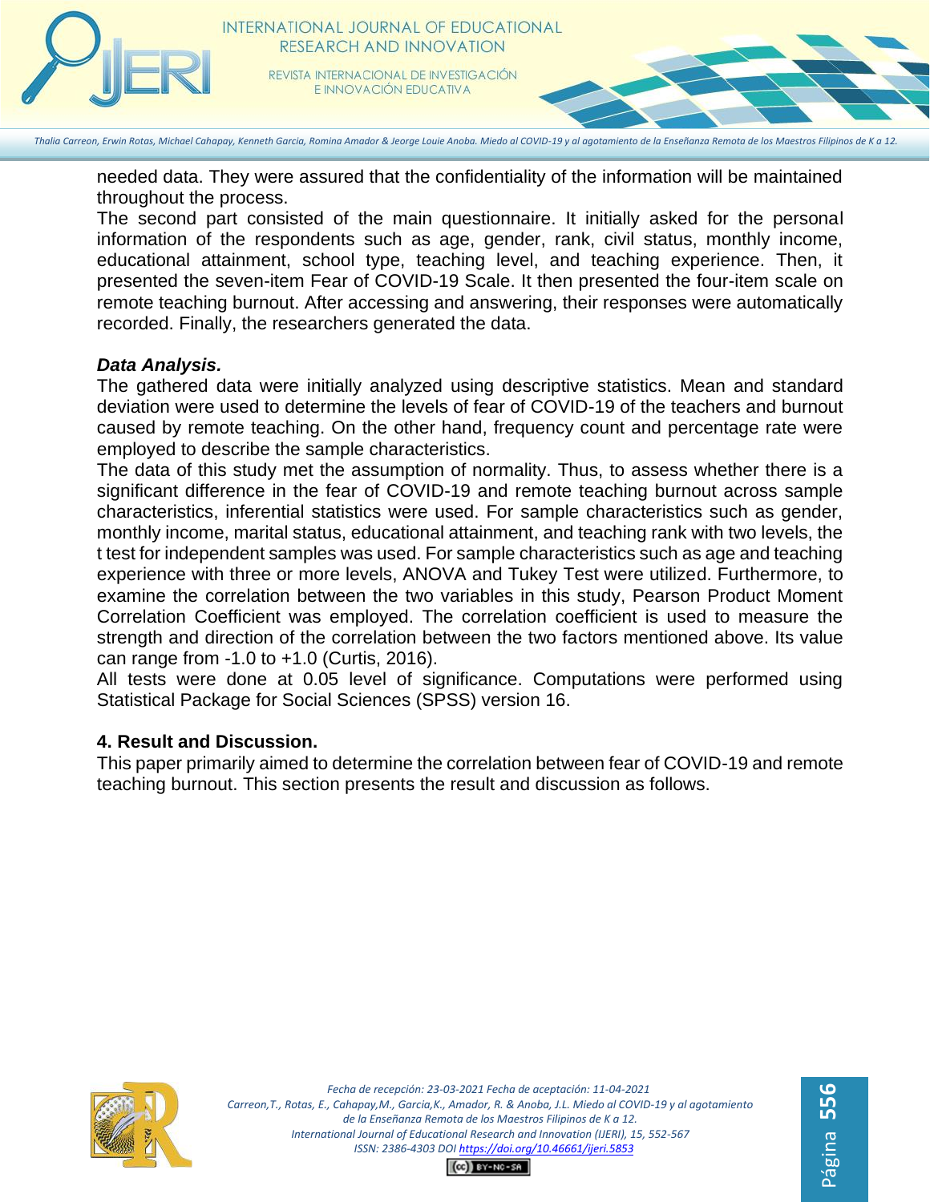needed data. They were assured that the confidentiality of the information will be maintained throughout the process.

The second part consisted of the main questionnaire. It initially asked for the personal information of the respondents such as age, gender, rank, civil status, monthly income, educational attainment, school type, teaching level, and teaching experience. Then, it presented the seven-item Fear of COVID-19 Scale. It then presented the four-item scale on remote teaching burnout. After accessing and answering, their responses were automatically recorded. Finally, the researchers generated the data.

***Data Analysis.***

The gathered data were initially analyzed using descriptive statistics. Mean and standard deviation were used to determine the levels of fear of COVID-19 of the teachers and burnout caused by remote teaching. On the other hand, frequency count and percentage rate were employed to describe the sample characteristics.

The data of this study met the assumption of normality. Thus, to assess whether there is a significant difference in the fear of COVID-19 and remote teaching burnout across sample characteristics, inferential statistics were used. For sample characteristics such as gender, monthly income, marital status, educational attainment, and teaching rank with two levels, the t test for independent samples was used. For sample characteristics such as age and teaching experience with three or more levels, ANOVA and Tukey Test were utilized. Furthermore, to examine the correlation between the two variables in this study, Pearson Product Moment Correlation Coefficient was employed. The correlation coefficient is used to measure the strength and direction of the correlation between the two factors mentioned above. Its value can range from -1.0 to +1.0 (Curtis, 2016).

All tests were done at 0.05 level of significance. Computations were performed using Statistical Package for Social Sciences (SPSS) version 16.

## 4. Result and Discussion.

This paper primarily aimed to determine the correlation between fear of COVID-19 and remote teaching burnout. This section presents the result and discussion as follows.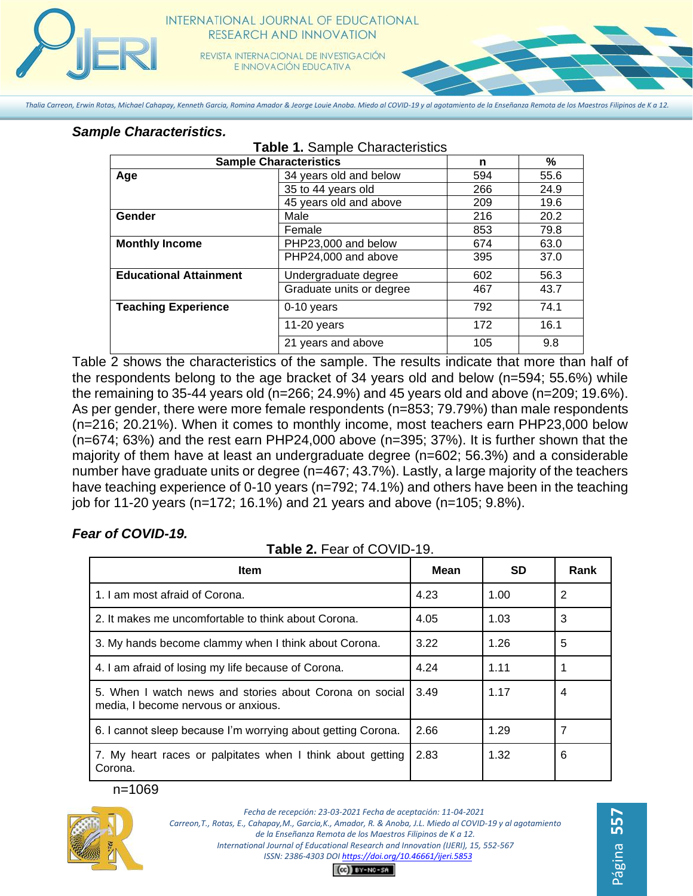***Sample Characteristics.***

**Table 1.** Sample Characteristics

| Sample Characteristics | | n | % |
|---|---|---|---|
| **Age** | 34 years old and below | 594 | 55.6 |
| | 35 to 44 years old | 266 | 24.9 |
| | 45 years old and above | 209 | 19.6 |
| **Gender** | Male | 216 | 20.2 |
| | Female | 853 | 79.8 |
| **Monthly Income** | PHP23,000 and below | 674 | 63.0 |
| | PHP24,000 and above | 395 | 37.0 |
| **Educational Attainment** | Undergraduate degree | 602 | 56.3 |
| | Graduate units or degree | 467 | 43.7 |
| **Teaching Experience** | 0-10 years | 792 | 74.1 |
| | 11-20 years | 172 | 16.1 |
| | 21 years and above | 105 | 9.8 |

Table 2 shows the characteristics of the sample. The results indicate that more than half of the respondents belong to the age bracket of 34 years old and below (n=594; 55.6%) while the remaining to 35-44 years old (n=266; 24.9%) and 45 years old and above (n=209; 19.6%). As per gender, there were more female respondents (n=853; 79.79%) than male respondents (n=216; 20.21%). When it comes to monthly income, most teachers earn PHP23,000 below (n=674; 63%) and the rest earn PHP24,000 above (n=395; 37%). It is further shown that the majority of them have at least an undergraduate degree (n=602; 56.3%) and a considerable number have graduate units or degree (n=467; 43.7%). Lastly, a large majority of the teachers have teaching experience of 0-10 years (n=792; 74.1%) and others have been in the teaching job for 11-20 years (n=172; 16.1%) and 21 years and above (n=105; 9.8%).

***Fear of COVID-19.***

**Table 2.** Fear of COVID-19.

| Item | Mean | SD | Rank |
|---|---|---|---|
| 1. I am most afraid of Corona. | 4.23 | 1.00 | 2 |
| 2. It makes me uncomfortable to think about Corona. | 4.05 | 1.03 | 3 |
| 3. My hands become clammy when I think about Corona. | 3.22 | 1.26 | 5 |
| 4. I am afraid of losing my life because of Corona. | 4.24 | 1.11 | 1 |
| 5. When I watch news and stories about Corona on social media, I become nervous or anxious. | 3.49 | 1.17 | 4 |
| 6. I cannot sleep because I'm worrying about getting Corona. | 2.66 | 1.29 | 7 |
| 7. My heart races or palpitates when I think about getting Corona. | 2.83 | 1.32 | 6 |

n=1069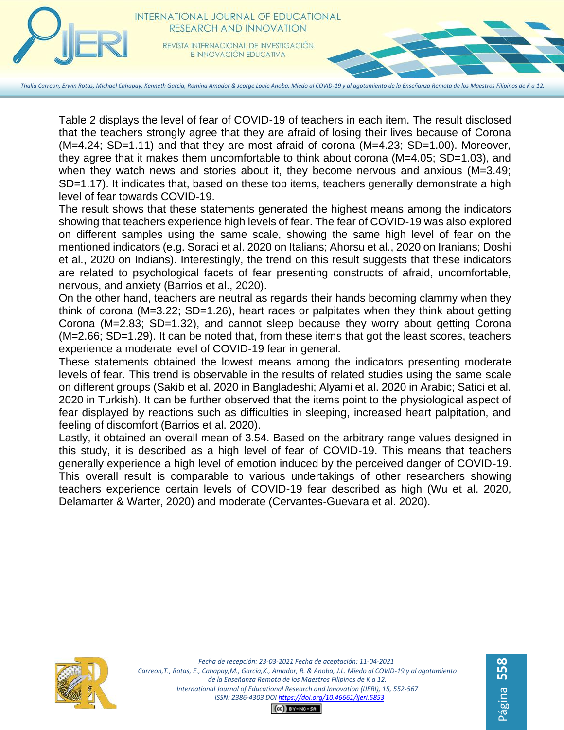Table 2 displays the level of fear of COVID-19 of teachers in each item. The result disclosed that the teachers strongly agree that they are afraid of losing their lives because of Corona (M=4.24; SD=1.11) and that they are most afraid of corona (M=4.23; SD=1.00). Moreover, they agree that it makes them uncomfortable to think about corona (M=4.05; SD=1.03), and when they watch news and stories about it, they become nervous and anxious (M=3.49; SD=1.17). It indicates that, based on these top items, teachers generally demonstrate a high level of fear towards COVID-19.

The result shows that these statements generated the highest means among the indicators showing that teachers experience high levels of fear. The fear of COVID-19 was also explored on different samples using the same scale, showing the same high level of fear on the mentioned indicators (e.g. Soraci et al. 2020 on Italians; Ahorsu et al., 2020 on Iranians; Doshi et al., 2020 on Indians). Interestingly, the trend on this result suggests that these indicators are related to psychological facets of fear presenting constructs of afraid, uncomfortable, nervous, and anxiety (Barrios et al., 2020).

On the other hand, teachers are neutral as regards their hands becoming clammy when they think of corona (M=3.22; SD=1.26), heart races or palpitates when they think about getting Corona (M=2.83; SD=1.32), and cannot sleep because they worry about getting Corona (M=2.66; SD=1.29). It can be noted that, from these items that got the least scores, teachers experience a moderate level of COVID-19 fear in general.

These statements obtained the lowest means among the indicators presenting moderate levels of fear. This trend is observable in the results of related studies using the same scale on different groups (Sakib et al. 2020 in Bangladeshi; Alyami et al. 2020 in Arabic; Satici et al. 2020 in Turkish). It can be further observed that the items point to the physiological aspect of fear displayed by reactions such as difficulties in sleeping, increased heart palpitation, and feeling of discomfort (Barrios et al. 2020).

Lastly, it obtained an overall mean of 3.54. Based on the arbitrary range values designed in this study, it is described as a high level of fear of COVID-19. This means that teachers generally experience a high level of emotion induced by the perceived danger of COVID-19. This overall result is comparable to various undertakings of other researchers showing teachers experience certain levels of COVID-19 fear described as high (Wu et al. 2020, Delamarter & Warter, 2020) and moderate (Cervantes-Guevara et al. 2020).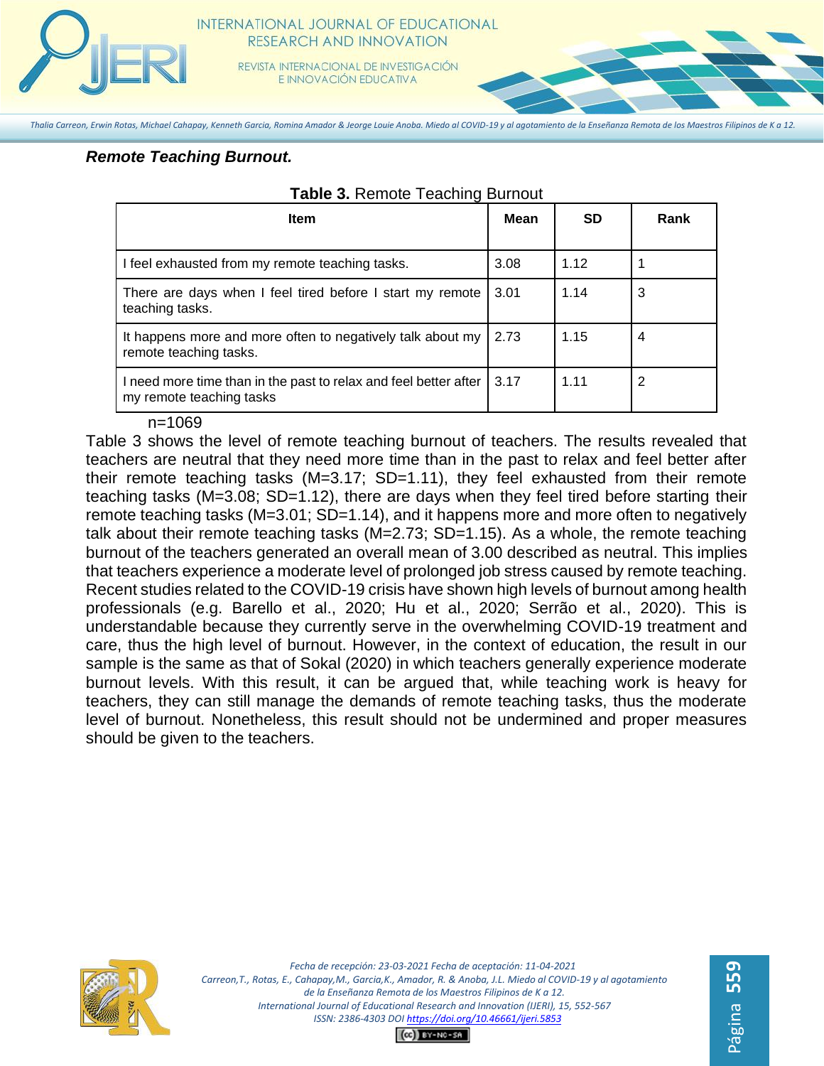***Remote Teaching Burnout.***

**Table 3.** Remote Teaching Burnout

| Item | Mean | SD | Rank |
|---|---|---|---|
| I feel exhausted from my remote teaching tasks. | 3.08 | 1.12 | 1 |
| There are days when I feel tired before I start my remote teaching tasks. | 3.01 | 1.14 | 3 |
| It happens more and more often to negatively talk about my remote teaching tasks. | 2.73 | 1.15 | 4 |
| I need more time than in the past to relax and feel better after my remote teaching tasks | 3.17 | 1.11 | 2 |

n=1069

Table 3 shows the level of remote teaching burnout of teachers. The results revealed that teachers are neutral that they need more time than in the past to relax and feel better after their remote teaching tasks (M=3.17; SD=1.11), they feel exhausted from their remote teaching tasks (M=3.08; SD=1.12), there are days when they feel tired before starting their remote teaching tasks (M=3.01; SD=1.14), and it happens more and more often to negatively talk about their remote teaching tasks (M=2.73; SD=1.15). As a whole, the remote teaching burnout of the teachers generated an overall mean of 3.00 described as neutral. This implies that teachers experience a moderate level of prolonged job stress caused by remote teaching. Recent studies related to the COVID-19 crisis have shown high levels of burnout among health professionals (e.g. Barello et al., 2020; Hu et al., 2020; Serrão et al., 2020). This is understandable because they currently serve in the overwhelming COVID-19 treatment and care, thus the high level of burnout. However, in the context of education, the result in our sample is the same as that of Sokal (2020) in which teachers generally experience moderate burnout levels. With this result, it can be argued that, while teaching work is heavy for teachers, they can still manage the demands of remote teaching tasks, thus the moderate level of burnout. Nonetheless, this result should not be undermined and proper measures should be given to the teachers.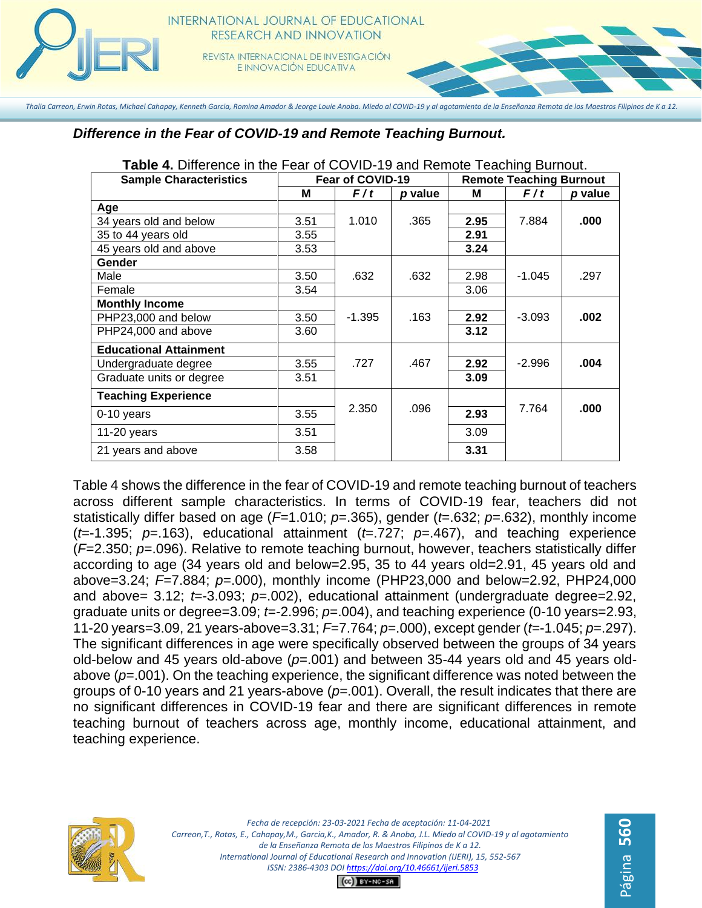***Difference in the Fear of COVID-19 and Remote Teaching Burnout.***

**Table 4.** Difference in the Fear of COVID-19 and Remote Teaching Burnout.

| Sample Characteristics | Fear of COVID-19 | | | Remote Teaching Burnout | | |
|---|---|---|---|---|---|---|
| | **M** | ***F / t*** | ***p* value** | **M** | ***F / t*** | ***p* value** |
| **Age** | | | | | | |
| 34 years old and below | 3.51 | 1.010 | .365 | **2.95** | 7.884 | **.000** |
| 35 to 44 years old | 3.55 | | | **2.91** | | |
| 45 years old and above | 3.53 | | | **3.24** | | |
| **Gender** | | | | | | |
| Male | 3.50 | .632 | .632 | 2.98 | -1.045 | .297 |
| Female | 3.54 | | | 3.06 | | |
| **Monthly Income** | | | | | | |
| PHP23,000 and below | 3.50 | -1.395 | .163 | **2.92** | -3.093 | **.002** |
| PHP24,000 and above | 3.60 | | | **3.12** | | |
| **Educational Attainment** | | | | | | |
| Undergraduate degree | 3.55 | .727 | .467 | **2.92** | -2.996 | **.004** |
| Graduate units or degree | 3.51 | | | **3.09** | | |
| **Teaching Experience** | | | | | | |
| 0-10 years | 3.55 | 2.350 | .096 | **2.93** | 7.764 | **.000** |
| 11-20 years | 3.51 | | | 3.09 | | |
| 21 years and above | 3.58 | | | **3.31** | | |

Table 4 shows the difference in the fear of COVID-19 and remote teaching burnout of teachers across different sample characteristics. In terms of COVID-19 fear, teachers did not statistically differ based on age ($F$=1.010; $p$=.365), gender ($t$=.632; $p$=.632), monthly income ($t$=-1.395; $p$=.163), educational attainment ($t$=.727; $p$=.467), and teaching experience ($F$=2.350; $p$=.096). Relative to remote teaching burnout, however, teachers statistically differ according to age (34 years old and below=2.95, 35 to 44 years old=2.91, 45 years old and above=3.24; $F$=7.884; $p$=.000), monthly income (PHP23,000 and below=2.92, PHP24,000 and above= 3.12; $t$=-3.093; $p$=.002), educational attainment (undergraduate degree=2.92, graduate units or degree=3.09; $t$=-2.996; $p$=.004), and teaching experience (0-10 years=2.93, 11-20 years=3.09, 21 years-above=3.31; $F$=7.764; $p$=.000), except gender ($t$=-1.045; $p$=.297). The significant differences in age were specifically observed between the groups of 34 years old-below and 45 years old-above ($p$=.001) and between 35-44 years old and 45 years old-above ($p$=.001). On the teaching experience, the significant difference was noted between the groups of 0-10 years and 21 years-above ($p$=.001). Overall, the result indicates that there are no significant differences in COVID-19 fear and there are significant differences in remote teaching burnout of teachers across age, monthly income, educational attainment, and teaching experience.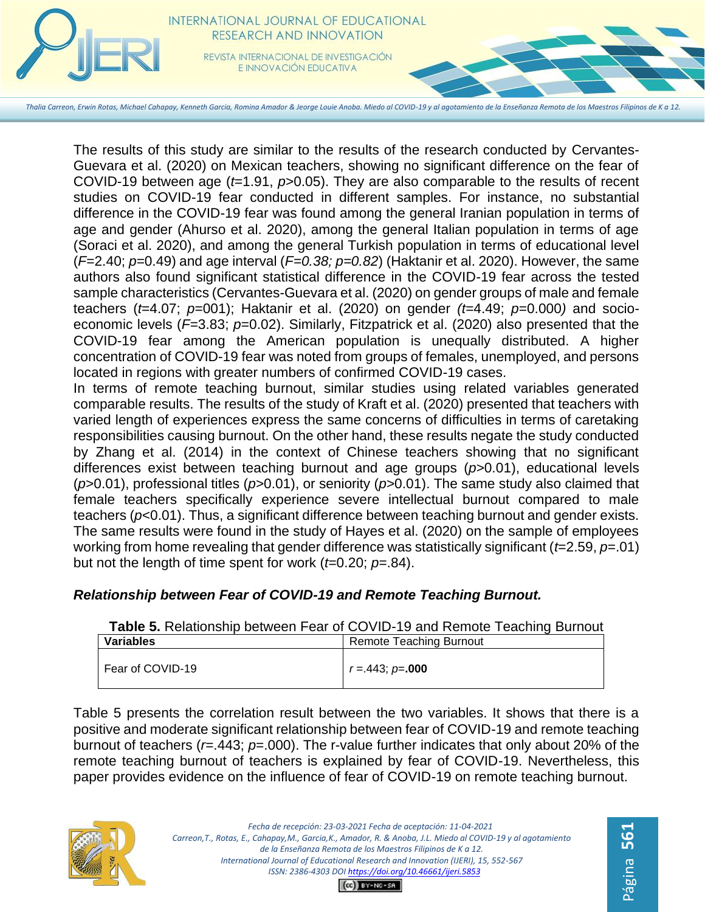The results of this study are similar to the results of the research conducted by Cervantes-Guevara et al. (2020) on Mexican teachers, showing no significant difference on the fear of COVID-19 between age ($t$=1.91, $p$>0.05). They are also comparable to the results of recent studies on COVID-19 fear conducted in different samples. For instance, no substantial difference in the COVID-19 fear was found among the general Iranian population in terms of age and gender (Ahurso et al. 2020), among the general Italian population in terms of age (Soraci et al. 2020), and among the general Turkish population in terms of educational level ($F$=2.40; $p$=0.49) and age interval (*F=0.38; p=0.82*) (Haktanir et al. 2020). However, the same authors also found significant statistical difference in the COVID-19 fear across the tested sample characteristics (Cervantes-Guevara et al. (2020) on gender groups of male and female teachers ($t$=4.07; $p$=001); Haktanir et al. (2020) on gender ($t$=4.49; $p$=0.000) and socio-economic levels ($F$=3.83; $p$=0.02). Similarly, Fitzpatrick et al. (2020) also presented that the COVID-19 fear among the American population is unequally distributed. A higher concentration of COVID-19 fear was noted from groups of females, unemployed, and persons located in regions with greater numbers of confirmed COVID-19 cases.

In terms of remote teaching burnout, similar studies using related variables generated comparable results. The results of the study of Kraft et al. (2020) presented that teachers with varied length of experiences express the same concerns of difficulties in terms of caretaking responsibilities causing burnout. On the other hand, these results negate the study conducted by Zhang et al. (2014) in the context of Chinese teachers showing that no significant differences exist between teaching burnout and age groups ($p$>0.01), educational levels ($p$>0.01), professional titles ($p$>0.01), or seniority ($p$>0.01). The same study also claimed that female teachers specifically experience severe intellectual burnout compared to male teachers ($p$<0.01). Thus, a significant difference between teaching burnout and gender exists. The same results were found in the study of Hayes et al. (2020) on the sample of employees working from home revealing that gender difference was statistically significant ($t$=2.59, $p$=.01) but not the length of time spent for work ($t$=0.20; $p$=.84).

### *Relationship between Fear of COVID-19 and Remote Teaching Burnout.*

**Table 5.** Relationship between Fear of COVID-19 and Remote Teaching Burnout

| **Variables** | Remote Teaching Burnout |
|---|---|
| Fear of COVID-19 | $r$ =.443; $p$=**.000** |

Table 5 presents the correlation result between the two variables. It shows that there is a positive and moderate significant relationship between fear of COVID-19 and remote teaching burnout of teachers ($r$=.443; $p$=.000). The r-value further indicates that only about 20% of the remote teaching burnout of teachers is explained by fear of COVID-19. Nevertheless, this paper provides evidence on the influence of fear of COVID-19 on remote teaching burnout.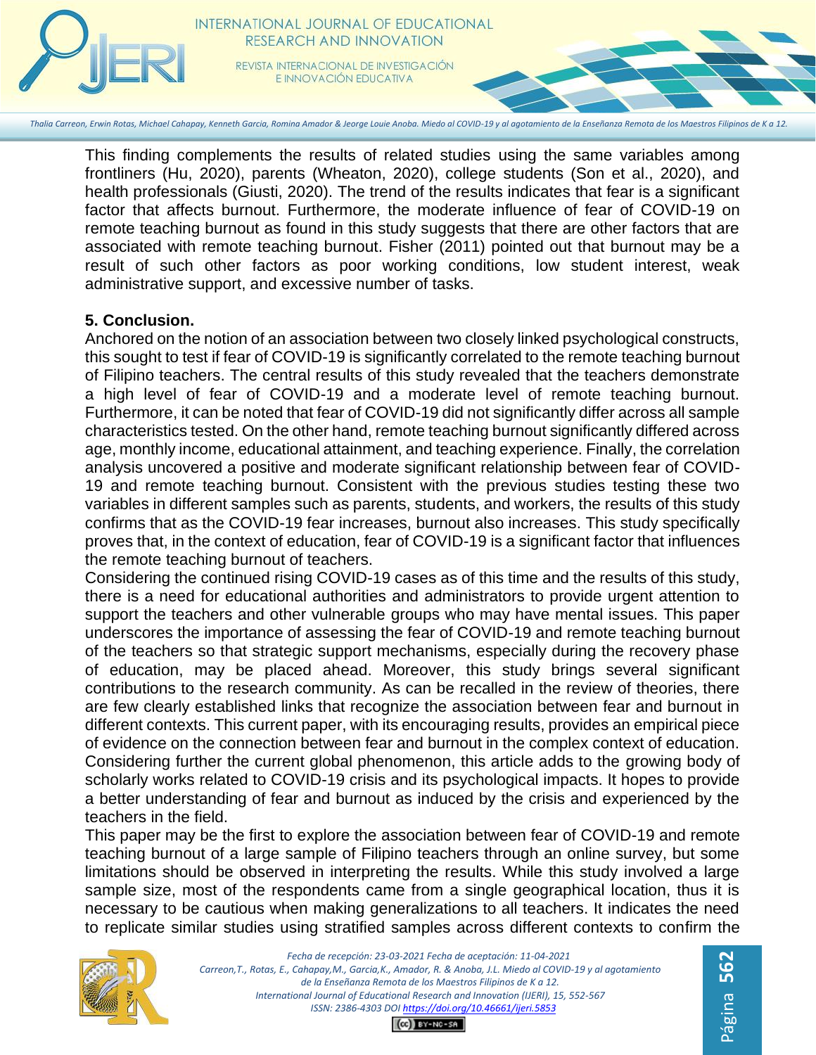This finding complements the results of related studies using the same variables among frontliners (Hu, 2020), parents (Wheaton, 2020), college students (Son et al., 2020), and health professionals (Giusti, 2020). The trend of the results indicates that fear is a significant factor that affects burnout. Furthermore, the moderate influence of fear of COVID-19 on remote teaching burnout as found in this study suggests that there are other factors that are associated with remote teaching burnout. Fisher (2011) pointed out that burnout may be a result of such other factors as poor working conditions, low student interest, weak administrative support, and excessive number of tasks.

## 5. Conclusion.

Anchored on the notion of an association between two closely linked psychological constructs, this sought to test if fear of COVID-19 is significantly correlated to the remote teaching burnout of Filipino teachers. The central results of this study revealed that the teachers demonstrate a high level of fear of COVID-19 and a moderate level of remote teaching burnout. Furthermore, it can be noted that fear of COVID-19 did not significantly differ across all sample characteristics tested. On the other hand, remote teaching burnout significantly differed across age, monthly income, educational attainment, and teaching experience. Finally, the correlation analysis uncovered a positive and moderate significant relationship between fear of COVID-19 and remote teaching burnout. Consistent with the previous studies testing these two variables in different samples such as parents, students, and workers, the results of this study confirms that as the COVID-19 fear increases, burnout also increases. This study specifically proves that, in the context of education, fear of COVID-19 is a significant factor that influences the remote teaching burnout of teachers.

Considering the continued rising COVID-19 cases as of this time and the results of this study, there is a need for educational authorities and administrators to provide urgent attention to support the teachers and other vulnerable groups who may have mental issues. This paper underscores the importance of assessing the fear of COVID-19 and remote teaching burnout of the teachers so that strategic support mechanisms, especially during the recovery phase of education, may be placed ahead. Moreover, this study brings several significant contributions to the research community. As can be recalled in the review of theories, there are few clearly established links that recognize the association between fear and burnout in different contexts. This current paper, with its encouraging results, provides an empirical piece of evidence on the connection between fear and burnout in the complex context of education. Considering further the current global phenomenon, this article adds to the growing body of scholarly works related to COVID-19 crisis and its psychological impacts. It hopes to provide a better understanding of fear and burnout as induced by the crisis and experienced by the teachers in the field.

This paper may be the first to explore the association between fear of COVID-19 and remote teaching burnout of a large sample of Filipino teachers through an online survey, but some limitations should be observed in interpreting the results. While this study involved a large sample size, most of the respondents came from a single geographical location, thus it is necessary to be cautious when making generalizations to all teachers. It indicates the need to replicate similar studies using stratified samples across different contexts to confirm the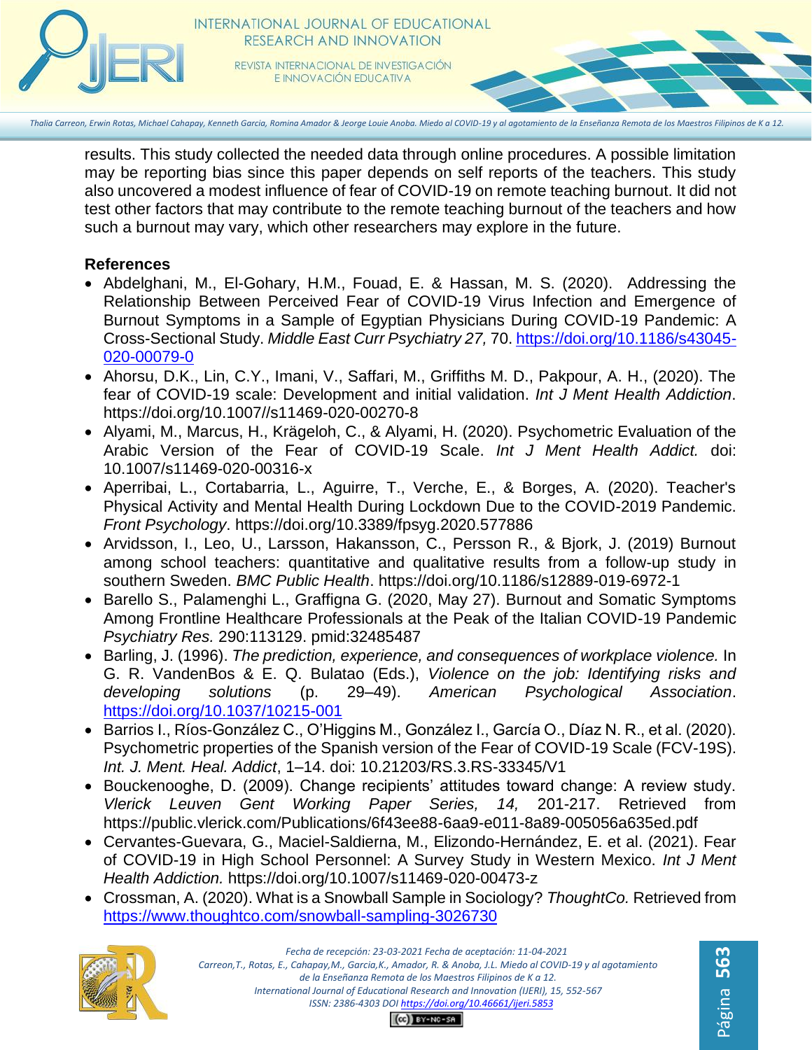results. This study collected the needed data through online procedures. A possible limitation may be reporting bias since this paper depends on self reports of the teachers. This study also uncovered a modest influence of fear of COVID-19 on remote teaching burnout. It did not test other factors that may contribute to the remote teaching burnout of the teachers and how such a burnout may vary, which other researchers may explore in the future.

**References**

- Abdelghani, M., El-Gohary, H.M., Fouad, E. & Hassan, M. S. (2020). Addressing the Relationship Between Perceived Fear of COVID-19 Virus Infection and Emergence of Burnout Symptoms in a Sample of Egyptian Physicians During COVID-19 Pandemic: A Cross-Sectional Study. *Middle East Curr Psychiatry 27,* 70. https://doi.org/10.1186/s43045-020-00079-0
- Ahorsu, D.K., Lin, C.Y., Imani, V., Saffari, M., Griffiths M. D., Pakpour, A. H., (2020). The fear of COVID-19 scale: Development and initial validation. *Int J Ment Health Addiction*. https://doi.org/10.1007//s11469-020-00270-8
- Alyami, M., Marcus, H., Krägeloh, C., & Alyami, H. (2020). Psychometric Evaluation of the Arabic Version of the Fear of COVID-19 Scale. *Int J Ment Health Addict.* doi: 10.1007/s11469-020-00316-x
- Aperribai, L., Cortabarria, L., Aguirre, T., Verche, E., & Borges, A. (2020). Teacher's Physical Activity and Mental Health During Lockdown Due to the COVID-2019 Pandemic. *Front Psychology*. https://doi.org/10.3389/fpsyg.2020.577886
- Arvidsson, I., Leo, U., Larsson, Hakansson, C., Persson R., & Bjork, J. (2019) Burnout among school teachers: quantitative and qualitative results from a follow-up study in southern Sweden. *BMC Public Health*. https://doi.org/10.1186/s12889-019-6972-1
- Barello S., Palamenghi L., Graffigna G. (2020, May 27). Burnout and Somatic Symptoms Among Frontline Healthcare Professionals at the Peak of the Italian COVID-19 Pandemic *Psychiatry Res.* 290:113129. pmid:32485487
- Barling, J. (1996). *The prediction, experience, and consequences of workplace violence.* In G. R. VandenBos & E. Q. Bulatao (Eds.), *Violence on the job: Identifying risks and developing solutions* (p. 29–49). *American Psychological Association*. https://doi.org/10.1037/10215-001
- Barrios I., Ríos-González C., O'Higgins M., González I., García O., Díaz N. R., et al. (2020). Psychometric properties of the Spanish version of the Fear of COVID-19 Scale (FCV-19S). *Int. J. Ment. Heal. Addict*, 1–14. doi: 10.21203/RS.3.RS-33345/V1
- Bouckenooghe, D. (2009). Change recipients' attitudes toward change: A review study. *Vlerick Leuven Gent Working Paper Series, 14,* 201-217. Retrieved from https://public.vlerick.com/Publications/6f43ee88-6aa9-e011-8a89-005056a635ed.pdf
- Cervantes-Guevara, G., Maciel-Saldierna, M., Elizondo-Hernández, E. et al. (2021). Fear of COVID-19 in High School Personnel: A Survey Study in Western Mexico. *Int J Ment Health Addiction.* https://doi.org/10.1007/s11469-020-00473-z
- Crossman, A. (2020). What is a Snowball Sample in Sociology? *ThoughtCo.* Retrieved from https://www.thoughtco.com/snowball-sampling-3026730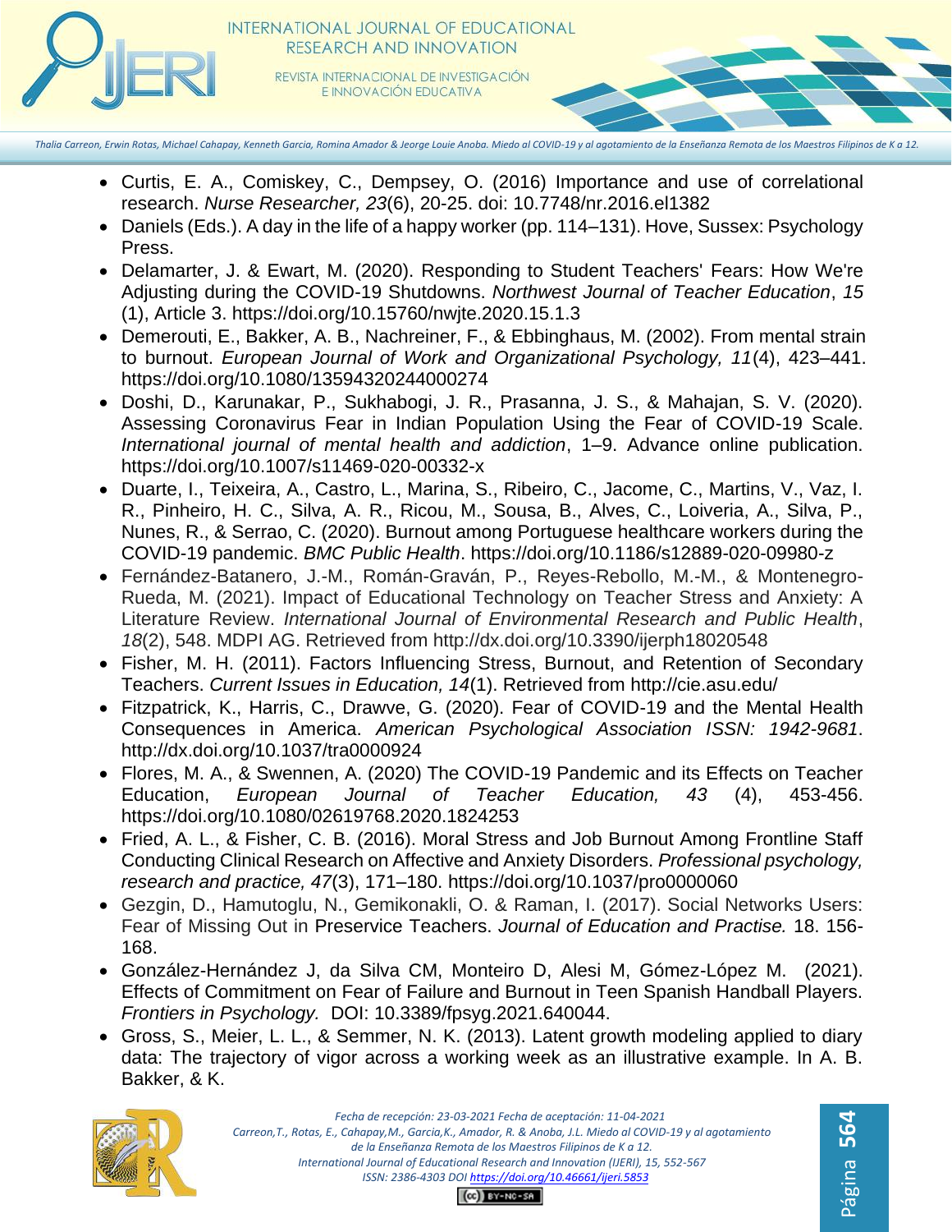- Curtis, E. A., Comiskey, C., Dempsey, O. (2016) Importance and use of correlational research. *Nurse Researcher, 23*(6), 20-25. doi: 10.7748/nr.2016.el1382
- Daniels (Eds.). A day in the life of a happy worker (pp. 114–131). Hove, Sussex: Psychology Press.
- Delamarter, J. & Ewart, M. (2020). Responding to Student Teachers' Fears: How We're Adjusting during the COVID-19 Shutdowns. *Northwest Journal of Teacher Education*, *15* (1), Article 3. https://doi.org/10.15760/nwjte.2020.15.1.3
- Demerouti, E., Bakker, A. B., Nachreiner, F., & Ebbinghaus, M. (2002). From mental strain to burnout. *European Journal of Work and Organizational Psychology, 11*(4), 423–441. https://doi.org/10.1080/13594320244000274
- Doshi, D., Karunakar, P., Sukhabogi, J. R., Prasanna, J. S., & Mahajan, S. V. (2020). Assessing Coronavirus Fear in Indian Population Using the Fear of COVID-19 Scale. *International journal of mental health and addiction*, 1–9. Advance online publication. https://doi.org/10.1007/s11469-020-00332-x
- Duarte, I., Teixeira, A., Castro, L., Marina, S., Ribeiro, C., Jacome, C., Martins, V., Vaz, I. R., Pinheiro, H. C., Silva, A. R., Ricou, M., Sousa, B., Alves, C., Loiveria, A., Silva, P., Nunes, R., & Serrao, C. (2020). Burnout among Portuguese healthcare workers during the COVID-19 pandemic. *BMC Public Health*. https://doi.org/10.1186/s12889-020-09980-z
- Fernández-Batanero, J.-M., Román-Graván, P., Reyes-Rebollo, M.-M., & Montenegro-Rueda, M. (2021). Impact of Educational Technology on Teacher Stress and Anxiety: A Literature Review. *International Journal of Environmental Research and Public Health*, *18*(2), 548. MDPI AG. Retrieved from http://dx.doi.org/10.3390/ijerph18020548
- Fisher, M. H. (2011). Factors Influencing Stress, Burnout, and Retention of Secondary Teachers. *Current Issues in Education, 14*(1). Retrieved from http://cie.asu.edu/
- Fitzpatrick, K., Harris, C., Drawve, G. (2020). Fear of COVID-19 and the Mental Health Consequences in America. *American Psychological Association ISSN: 1942-9681*. http://dx.doi.org/10.1037/tra0000924
- Flores, M. A., & Swennen, A. (2020) The COVID-19 Pandemic and its Effects on Teacher Education, *European Journal of Teacher Education, 43* (4), 453-456. https://doi.org/10.1080/02619768.2020.1824253
- Fried, A. L., & Fisher, C. B. (2016). Moral Stress and Job Burnout Among Frontline Staff Conducting Clinical Research on Affective and Anxiety Disorders. *Professional psychology, research and practice, 47*(3), 171–180. https://doi.org/10.1037/pro0000060
- Gezgin, D., Hamutoglu, N., Gemikonakli, O. & Raman, I. (2017). Social Networks Users: Fear of Missing Out in Preservice Teachers. *Journal of Education and Practise.* 18. 156-168.
- González-Hernández J, da Silva CM, Monteiro D, Alesi M, Gómez-López M. (2021). Effects of Commitment on Fear of Failure and Burnout in Teen Spanish Handball Players. *Frontiers in Psychology.* DOI: 10.3389/fpsyg.2021.640044.
- Gross, S., Meier, L. L., & Semmer, N. K. (2013). Latent growth modeling applied to diary data: The trajectory of vigor across a working week as an illustrative example. In A. B. Bakker, & K.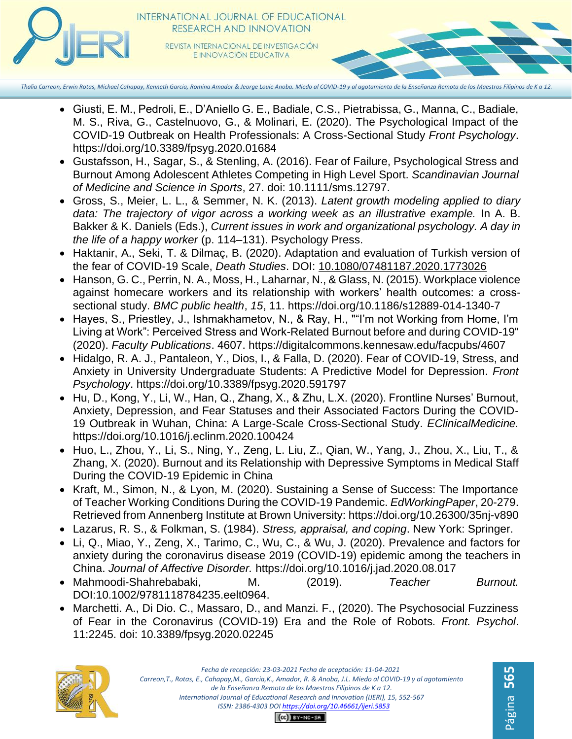- Giusti, E. M., Pedroli, E., D'Aniello G. E., Badiale, C.S., Pietrabissa, G., Manna, C., Badiale, M. S., Riva, G., Castelnuovo, G., & Molinari, E. (2020). The Psychological Impact of the COVID-19 Outbreak on Health Professionals: A Cross-Sectional Study *Front Psychology*. https://doi.org/10.3389/fpsyg.2020.01684
- Gustafsson, H., Sagar, S., & Stenling, A. (2016). Fear of Failure, Psychological Stress and Burnout Among Adolescent Athletes Competing in High Level Sport. *Scandinavian Journal of Medicine and Science in Sports*, 27. doi: 10.1111/sms.12797.
- Gross, S., Meier, L. L., & Semmer, N. K. (2013). *Latent growth modeling applied to diary data: The trajectory of vigor across a working week as an illustrative example.* In A. B. Bakker & K. Daniels (Eds.), *Current issues in work and organizational psychology. A day in the life of a happy worker* (p. 114–131). Psychology Press.
- Haktanir, A., Seki, T. & Dilmaç, B. (2020). Adaptation and evaluation of Turkish version of the fear of COVID-19 Scale, *Death Studies*. DOI: 10.1080/07481187.2020.1773026
- Hanson, G. C., Perrin, N. A., Moss, H., Laharnar, N., & Glass, N. (2015). Workplace violence against homecare workers and its relationship with workers' health outcomes: a cross-sectional study. *BMC public health*, *15*, 11. https://doi.org/10.1186/s12889-014-1340-7
- Hayes, S., Priestley, J., Ishmakhametov, N., & Ray, H., ""I'm not Working from Home, I'm Living at Work": Perceived Stress and Work-Related Burnout before and during COVID-19" (2020). *Faculty Publications*. 4607. https://digitalcommons.kennesaw.edu/facpubs/4607
- Hidalgo, R. A. J., Pantaleon, Y., Dios, I., & Falla, D. (2020). Fear of COVID-19, Stress, and Anxiety in University Undergraduate Students: A Predictive Model for Depression. *Front Psychology*. https://doi.org/10.3389/fpsyg.2020.591797
- Hu, D., Kong, Y., Li, W., Han, Q., Zhang, X., & Zhu, L.X. (2020). Frontline Nurses' Burnout, Anxiety, Depression, and Fear Statuses and their Associated Factors During the COVID-19 Outbreak in Wuhan, China: A Large-Scale Cross-Sectional Study. *EClinicalMedicine.* https://doi.org/10.1016/j.eclinm.2020.100424
- Huo, L., Zhou, Y., Li, S., Ning, Y., Zeng, L. Liu, Z., Qian, W., Yang, J., Zhou, X., Liu, T., & Zhang, X. (2020). Burnout and its Relationship with Depressive Symptoms in Medical Staff During the COVID-19 Epidemic in China
- Kraft, M., Simon, N., & Lyon, M. (2020). Sustaining a Sense of Success: The Importance of Teacher Working Conditions During the COVID-19 Pandemic. *EdWorkingPaper*, 20-279. Retrieved from Annenberg Institute at Brown University: https://doi.org/10.26300/35nj-v890
- Lazarus, R. S., & Folkman, S. (1984). *Stress, appraisal, and coping*. New York: Springer.
- Li, Q., Miao, Y., Zeng, X., Tarimo, C., Wu, C., & Wu, J. (2020). Prevalence and factors for anxiety during the coronavirus disease 2019 (COVID-19) epidemic among the teachers in China. *Journal of Affective Disorder.* https://doi.org/10.1016/j.jad.2020.08.017
- Mahmoodi-Shahrebabaki, M. (2019). *Teacher Burnout.* DOI:10.1002/9781118784235.eelt0964.
- Marchetti. A., Di Dio. C., Massaro, D., and Manzi. F., (2020). The Psychosocial Fuzziness of Fear in the Coronavirus (COVID-19) Era and the Role of Robots. *Front. Psychol*. 11:2245. doi: 10.3389/fpsyg.2020.02245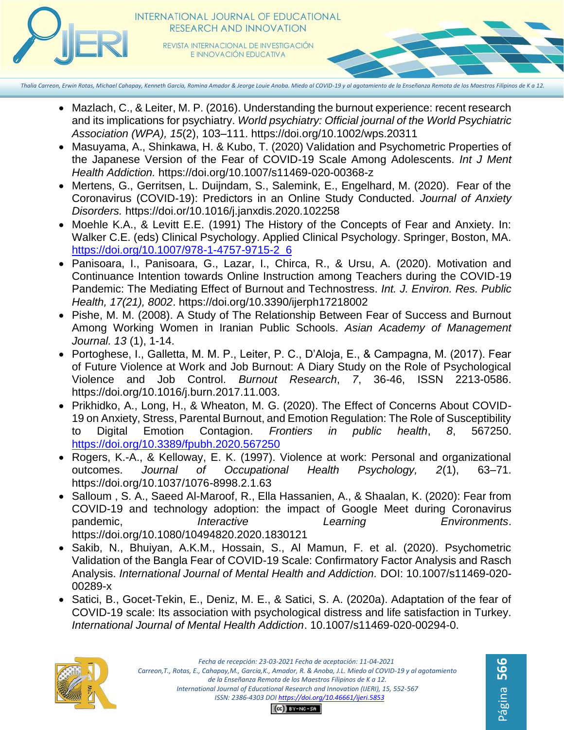- Mazlach, C., & Leiter, M. P. (2016). Understanding the burnout experience: recent research and its implications for psychiatry. *World psychiatry: Official journal of the World Psychiatric Association (WPA), 15*(2), 103–111. https://doi.org/10.1002/wps.20311
- Masuyama, A., Shinkawa, H. & Kubo, T. (2020) Validation and Psychometric Properties of the Japanese Version of the Fear of COVID-19 Scale Among Adolescents. *Int J Ment Health Addiction.* https://doi.org/10.1007/s11469-020-00368-z
- Mertens, G., Gerritsen, L. Duijndam, S., Salemink, E., Engelhard, M. (2020). Fear of the Coronavirus (COVID-19): Predictors in an Online Study Conducted. *Journal of Anxiety Disorders.* https://doi.or/10.1016/j.janxdis.2020.102258
- Moehle K.A., & Levitt E.E. (1991) The History of the Concepts of Fear and Anxiety. In: Walker C.E. (eds) Clinical Psychology. Applied Clinical Psychology. Springer, Boston, MA. https://doi.org/10.1007/978-1-4757-9715-2_6
- Panisoara, I., Panisoara, G., Lazar, I., Chirca, R., & Ursu, A. (2020). Motivation and Continuance Intention towards Online Instruction among Teachers during the COVID-19 Pandemic: The Mediating Effect of Burnout and Technostress. *Int. J. Environ. Res. Public Health, 17(21), 8002*. https://doi.org/10.3390/ijerph17218002
- Pishe, M. M. (2008). A Study of The Relationship Between Fear of Success and Burnout Among Working Women in Iranian Public Schools. *Asian Academy of Management Journal. 13* (1), 1-14.
- Portoghese, I., Galletta, M. M. P., Leiter, P. C., D'Aloja, E., & Campagna, M. (2017). Fear of Future Violence at Work and Job Burnout: A Diary Study on the Role of Psychological Violence and Job Control. *Burnout Research*, *7*, 36-46, ISSN 2213-0586. https://doi.org/10.1016/j.burn.2017.11.003.
- Prikhidko, A., Long, H., & Wheaton, M. G. (2020). The Effect of Concerns About COVID-19 on Anxiety, Stress, Parental Burnout, and Emotion Regulation: The Role of Susceptibility to Digital Emotion Contagion. *Frontiers in public health*, *8*, 567250. https://doi.org/10.3389/fpubh.2020.567250
- Rogers, K.-A., & Kelloway, E. K. (1997). Violence at work: Personal and organizational outcomes. *Journal of Occupational Health Psychology, 2*(1), 63–71. https://doi.org/10.1037/1076-8998.2.1.63
- Salloum , S. A., Saeed Al-Maroof, R., Ella Hassanien, A., & Shaalan, K. (2020): Fear from COVID-19 and technology adoption: the impact of Google Meet during Coronavirus pandemic, *Interactive Learning Environments*. https://doi.org/10.1080/10494820.2020.1830121
- Sakib, N., Bhuiyan, A.K.M., Hossain, S., Al Mamun, F. et al. (2020). Psychometric Validation of the Bangla Fear of COVID-19 Scale: Confirmatory Factor Analysis and Rasch Analysis. *International Journal of Mental Health and Addiction.* DOI: 10.1007/s11469-020-00289-x
- Satici, B., Gocet-Tekin, E., Deniz, M. E., & Satici, S. A. (2020a). Adaptation of the fear of COVID-19 scale: Its association with psychological distress and life satisfaction in Turkey. *International Journal of Mental Health Addiction*. 10.1007/s11469-020-00294-0.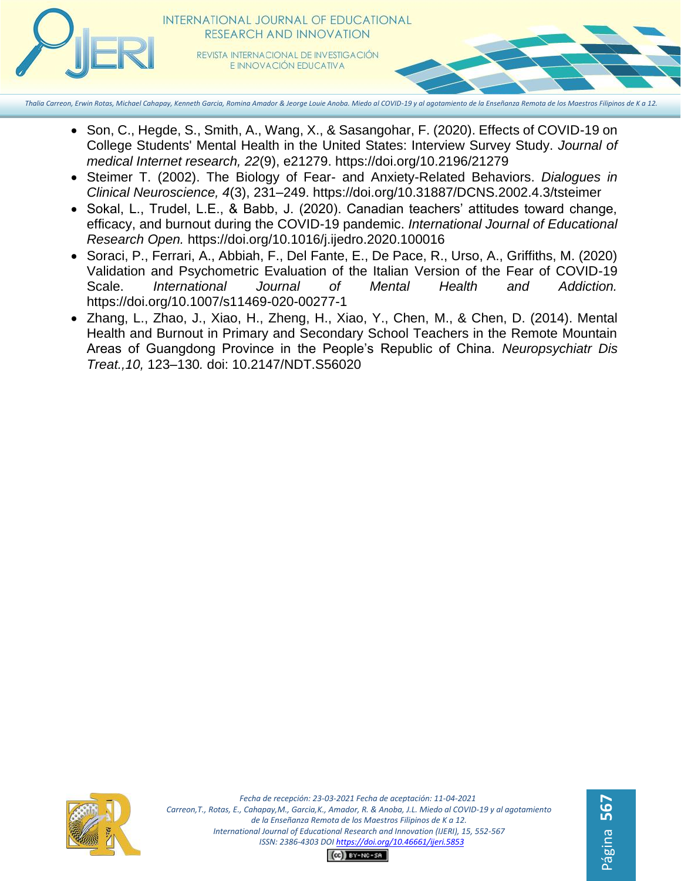- Son, C., Hegde, S., Smith, A., Wang, X., & Sasangohar, F. (2020). Effects of COVID-19 on College Students' Mental Health in the United States: Interview Survey Study. *Journal of medical Internet research, 22*(9), e21279. https://doi.org/10.2196/21279
- Steimer T. (2002). The Biology of Fear- and Anxiety-Related Behaviors. *Dialogues in Clinical Neuroscience, 4*(3), 231–249. https://doi.org/10.31887/DCNS.2002.4.3/tsteimer
- Sokal, L., Trudel, L.E., & Babb, J. (2020). Canadian teachers' attitudes toward change, efficacy, and burnout during the COVID-19 pandemic. *International Journal of Educational Research Open.* https://doi.org/10.1016/j.ijedro.2020.100016
- Soraci, P., Ferrari, A., Abbiah, F., Del Fante, E., De Pace, R., Urso, A., Griffiths, M. (2020) Validation and Psychometric Evaluation of the Italian Version of the Fear of COVID-19 Scale. *International Journal of Mental Health and Addiction.* https://doi.org/10.1007/s11469-020-00277-1
- Zhang, L., Zhao, J., Xiao, H., Zheng, H., Xiao, Y., Chen, M., & Chen, D. (2014). Mental Health and Burnout in Primary and Secondary School Teachers in the Remote Mountain Areas of Guangdong Province in the People's Republic of China. *Neuropsychiatr Dis Treat.,10,* 123–130*.* doi: 10.2147/NDT.S56020